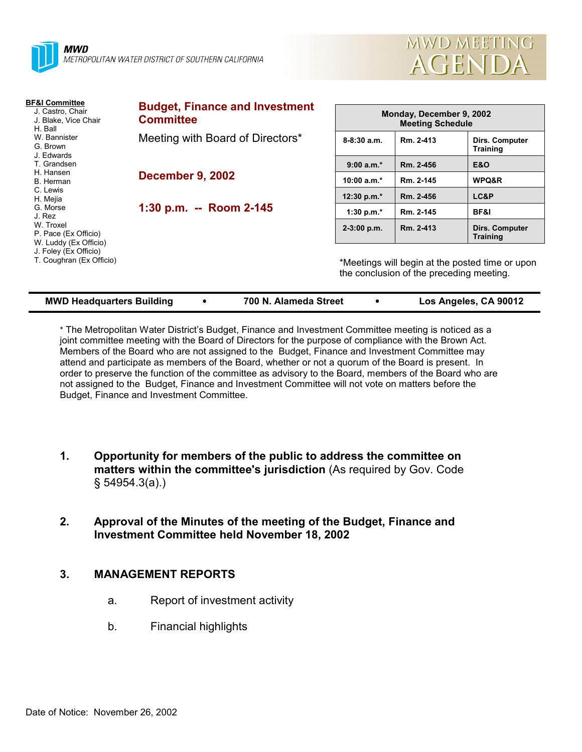MWD
METROPOLITAN WATER DISTRICT OF SOUTHERN CALIFORNIA

# MWD MEETING AGENDA

**BF&I Committee**
J. Castro, Chair
J. Blake, Vice Chair
H. Ball
W. Bannister
G. Brown
J. Edwards
T. Grandsen
H. Hansen
B. Herman
C. Lewis
H. Mejia
G. Morse
J. Rez
W. Troxel
P. Pace (Ex Officio)
W. Luddy (Ex Officio)
J. Foley (Ex Officio)
T. Coughran (Ex Officio)

## Budget, Finance and Investment Committee

Meeting with Board of Directors*

**December 9, 2002**

**1:30 p.m. -- Room 2-145**

| Monday, December 9, 2002 Meeting Schedule | | |
|---|---|---|
| 8-8:30 a.m. | Rm. 2-413 | Dirs. Computer Training |
| 9:00 a.m.* | Rm. 2-456 | E&O |
| 10:00 a.m.* | Rm. 2-145 | WPQ&R |
| 12:30 p.m.* | Rm. 2-456 | LC&P |
| 1:30 p.m.* | Rm. 2-145 | BF&I |
| 2-3:00 p.m. | Rm. 2-413 | Dirs. Computer Training |

*Meetings will begin at the posted time or upon the conclusion of the preceding meeting.

**MWD Headquarters Building • 700 N. Alameda Street • Los Angeles, CA 90012**

* The Metropolitan Water District's Budget, Finance and Investment Committee meeting is noticed as a joint committee meeting with the Board of Directors for the purpose of compliance with the Brown Act. Members of the Board who are not assigned to the Budget, Finance and Investment Committee may attend and participate as members of the Board, whether or not a quorum of the Board is present. In order to preserve the function of the committee as advisory to the Board, members of the Board who are not assigned to the Budget, Finance and Investment Committee will not vote on matters before the Budget, Finance and Investment Committee.

1. **Opportunity for members of the public to address the committee on matters within the committee's jurisdiction** (As required by Gov. Code § 54954.3(a).)

2. **Approval of the Minutes of the meeting of the Budget, Finance and Investment Committee held November 18, 2002**

3. **MANAGEMENT REPORTS**

   a. Report of investment activity

   b. Financial highlights

Date of Notice: November 26, 2002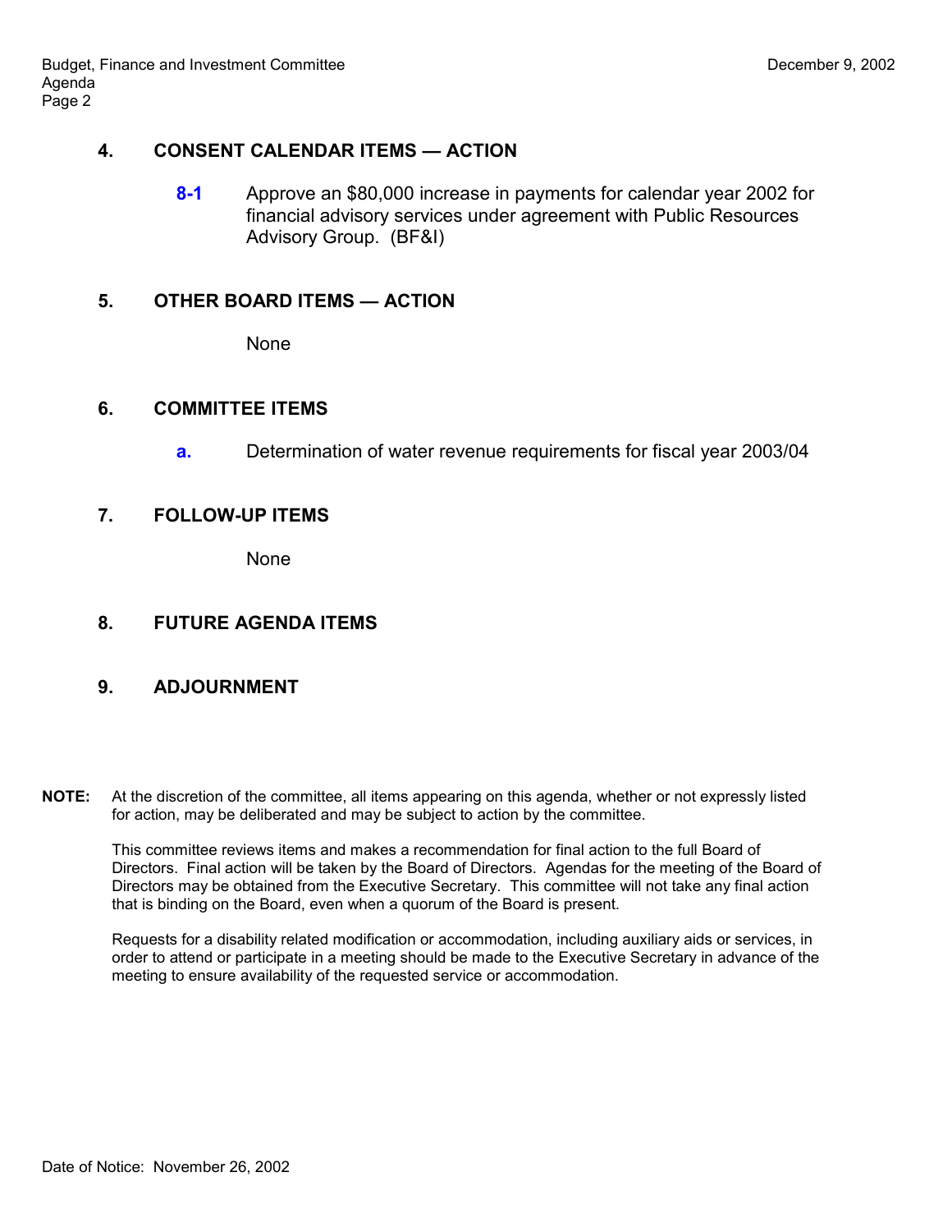## 4. CONSENT CALENDAR ITEMS — ACTION

**8-1** Approve an $80,000 increase in payments for calendar year 2002 for financial advisory services under agreement with Public Resources Advisory Group. (BF&I)

## 5. OTHER BOARD ITEMS — ACTION

None

## 6. COMMITTEE ITEMS

**a.** Determination of water revenue requirements for fiscal year 2003/04

## 7. FOLLOW-UP ITEMS

None

## 8. FUTURE AGENDA ITEMS

## 9. ADJOURNMENT

**NOTE:** At the discretion of the committee, all items appearing on this agenda, whether or not expressly listed for action, may be deliberated and may be subject to action by the committee.

This committee reviews items and makes a recommendation for final action to the full Board of Directors. Final action will be taken by the Board of Directors. Agendas for the meeting of the Board of Directors may be obtained from the Executive Secretary. This committee will not take any final action that is binding on the Board, even when a quorum of the Board is present.

Requests for a disability related modification or accommodation, including auxiliary aids or services, in order to attend or participate in a meeting should be made to the Executive Secretary in advance of the meeting to ensure availability of the requested service or accommodation.

Date of Notice: November 26, 2002